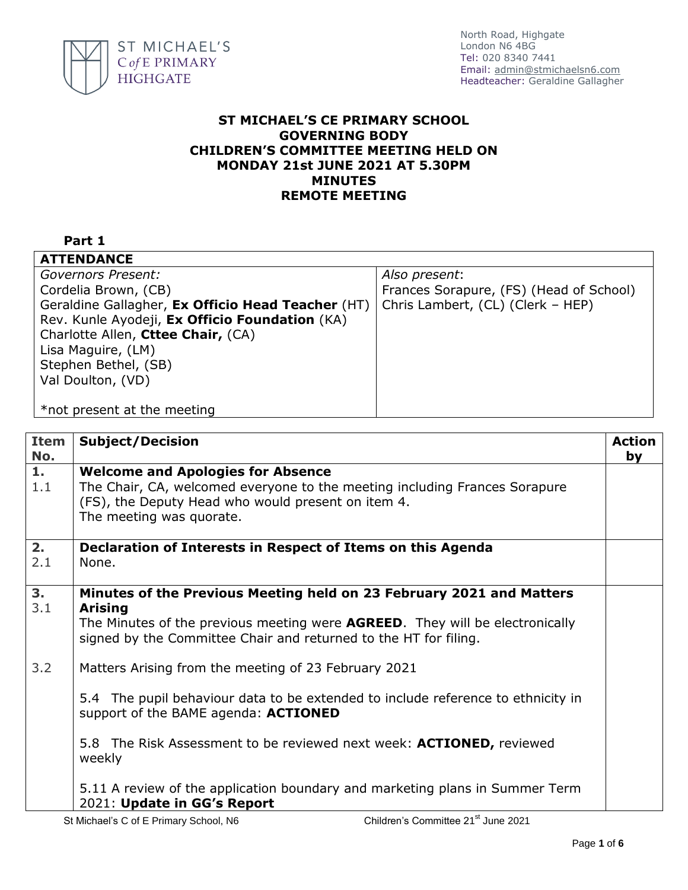ST MICHAEL'S C of E PRIMARY HIGHGATE

North Road, Highgate
London N6 4BG
Tel: 020 8340 7441
Email: admin@stmichaelsn6.com
Headteacher: Geraldine Gallagher

**ST MICHAEL'S CE PRIMARY SCHOOL**
**GOVERNING BODY**
**CHILDREN'S COMMITTEE MEETING HELD ON**
**MONDAY 21st JUNE 2021 AT 5.30PM**
**MINUTES**
**REMOTE MEETING**

**Part 1**

| **ATTENDANCE** | |
|---|---|
| *Governors Present:*<br>Cordelia Brown, (CB)<br>Geraldine Gallagher, **Ex Officio Head Teacher** (HT)<br>Rev. Kunle Ayodeji, **Ex Officio Foundation** (KA)<br>Charlotte Allen, **Cttee Chair,** (CA)<br>Lisa Maguire, (LM)<br>Stephen Bethel, (SB)<br>Val Doulton, (VD)<br><br>*not present at the meeting | *Also present*:<br>Frances Sorapure, (FS) (Head of School)<br>Chris Lambert, (CL) (Clerk – HEP) |

| Item No. | Subject/Decision | Action by |
|---|---|---|
| **1.**<br>1.1 | **Welcome and Apologies for Absence**<br>The Chair, CA, welcomed everyone to the meeting including Frances Sorapure (FS), the Deputy Head who would present on item 4.<br>The meeting was quorate. | |
| **2.**<br>2.1 | **Declaration of Interests in Respect of Items on this Agenda**<br>None. | |
| **3.**<br>3.1 | **Minutes of the Previous Meeting held on 23 February 2021 and Matters Arising**<br>The Minutes of the previous meeting were **AGREED**. They will be electronically signed by the Committee Chair and returned to the HT for filing. | |
| 3.2 | Matters Arising from the meeting of 23 February 2021<br><br>5.4 The pupil behaviour data to be extended to include reference to ethnicity in support of the BAME agenda: **ACTIONED**<br><br>5.8 The Risk Assessment to be reviewed next week: **ACTIONED,** reviewed weekly<br><br>5.11 A review of the application boundary and marketing plans in Summer Term 2021: **Update in GG's Report** | |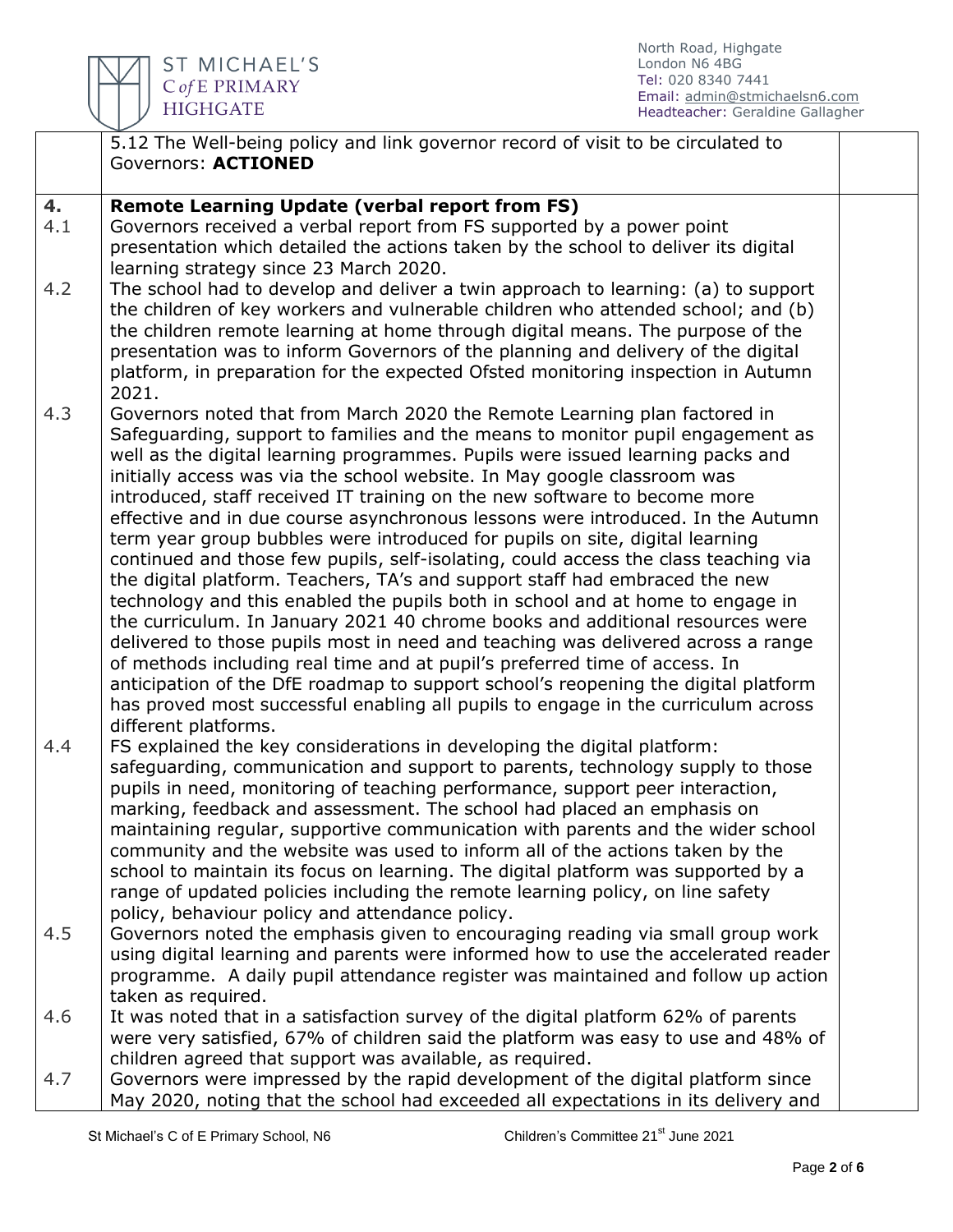| | | |
|---|---|---|
| | 5.12 The Well-being policy and link governor record of visit to be circulated to Governors: **ACTIONED** | |
| **4.** | **Remote Learning Update (verbal report from FS)** | |
| 4.1 | Governors received a verbal report from FS supported by a power point presentation which detailed the actions taken by the school to deliver its digital learning strategy since 23 March 2020. | |
| 4.2 | The school had to develop and deliver a twin approach to learning: (a) to support the children of key workers and vulnerable children who attended school; and (b) the children remote learning at home through digital means. The purpose of the presentation was to inform Governors of the planning and delivery of the digital platform, in preparation for the expected Ofsted monitoring inspection in Autumn 2021. | |
| 4.3 | Governors noted that from March 2020 the Remote Learning plan factored in Safeguarding, support to families and the means to monitor pupil engagement as well as the digital learning programmes. Pupils were issued learning packs and initially access was via the school website. In May google classroom was introduced, staff received IT training on the new software to become more effective and in due course asynchronous lessons were introduced. In the Autumn term year group bubbles were introduced for pupils on site, digital learning continued and those few pupils, self-isolating, could access the class teaching via the digital platform. Teachers, TA's and support staff had embraced the new technology and this enabled the pupils both in school and at home to engage in the curriculum. In January 2021 40 chrome books and additional resources were delivered to those pupils most in need and teaching was delivered across a range of methods including real time and at pupil's preferred time of access. In anticipation of the DfE roadmap to support school's reopening the digital platform has proved most successful enabling all pupils to engage in the curriculum across different platforms. | |
| 4.4 | FS explained the key considerations in developing the digital platform: safeguarding, communication and support to parents, technology supply to those pupils in need, monitoring of teaching performance, support peer interaction, marking, feedback and assessment. The school had placed an emphasis on maintaining regular, supportive communication with parents and the wider school community and the website was used to inform all of the actions taken by the school to maintain its focus on learning. The digital platform was supported by a range of updated policies including the remote learning policy, on line safety policy, behaviour policy and attendance policy. | |
| 4.5 | Governors noted the emphasis given to encouraging reading via small group work using digital learning and parents were informed how to use the accelerated reader programme. A daily pupil attendance register was maintained and follow up action taken as required. | |
| 4.6 | It was noted that in a satisfaction survey of the digital platform 62% of parents were very satisfied, 67% of children said the platform was easy to use and 48% of children agreed that support was available, as required. | |
| 4.7 | Governors were impressed by the rapid development of the digital platform since May 2020, noting that the school had exceeded all expectations in its delivery and | |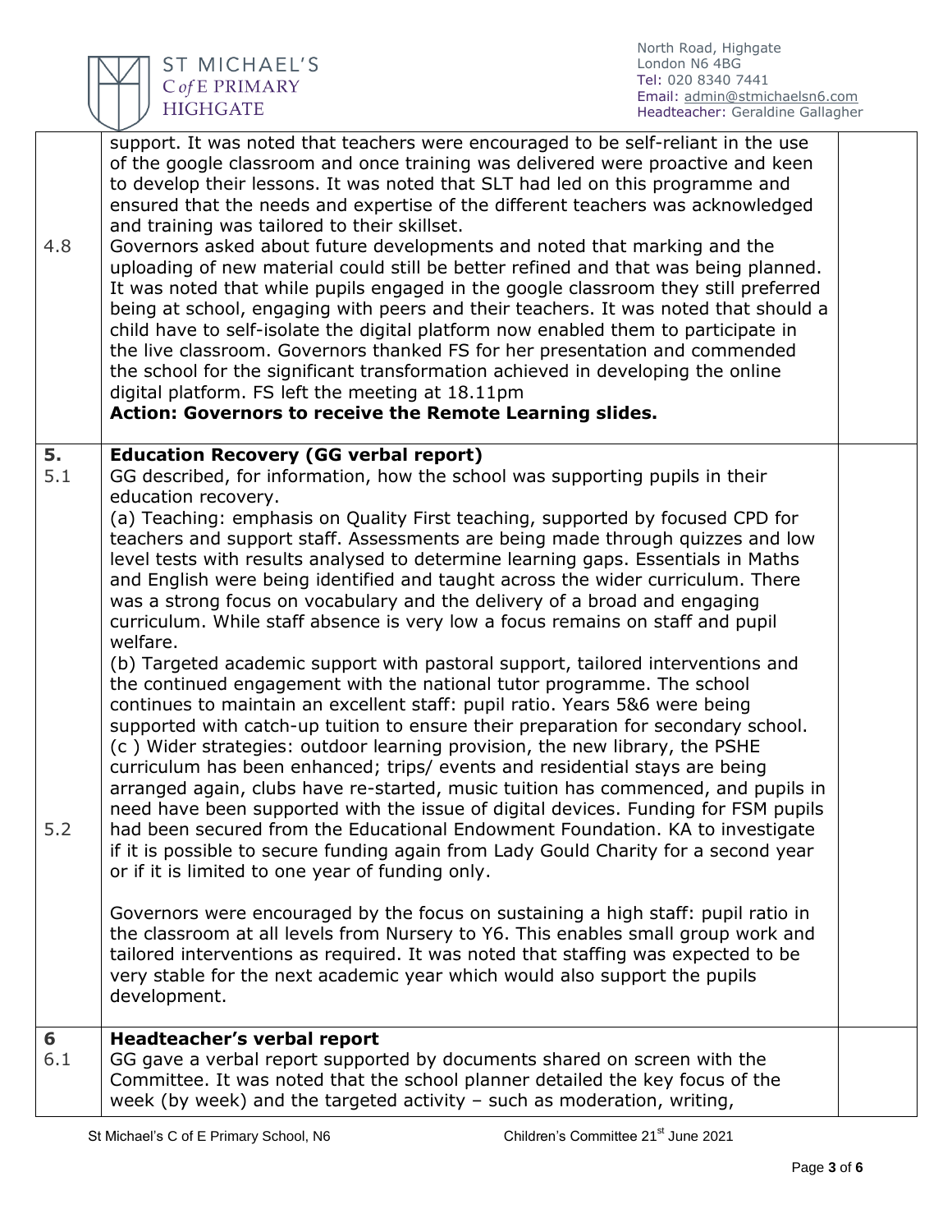| | | |
|---|---|---|
| 4.8 | support. It was noted that teachers were encouraged to be self-reliant in the use of the google classroom and once training was delivered were proactive and keen to develop their lessons. It was noted that SLT had led on this programme and ensured that the needs and expertise of the different teachers was acknowledged and training was tailored to their skillset.<br>Governors asked about future developments and noted that marking and the uploading of new material could still be better refined and that was being planned. It was noted that while pupils engaged in the google classroom they still preferred being at school, engaging with peers and their teachers. It was noted that should a child have to self-isolate the digital platform now enabled them to participate in the live classroom. Governors thanked FS for her presentation and commended the school for the significant transformation achieved in developing the online digital platform. FS left the meeting at 18.11pm<br>**Action: Governors to receive the Remote Learning slides.** | |
| **5.**<br>5.1<br><br><br><br><br><br><br><br><br><br><br><br><br><br><br><br><br>5.2 | **Education Recovery (GG verbal report)**<br>GG described, for information, how the school was supporting pupils in their education recovery.<br>(a) Teaching: emphasis on Quality First teaching, supported by focused CPD for teachers and support staff. Assessments are being made through quizzes and low level tests with results analysed to determine learning gaps. Essentials in Maths and English were being identified and taught across the wider curriculum. There was a strong focus on vocabulary and the delivery of a broad and engaging curriculum. While staff absence is very low a focus remains on staff and pupil welfare.<br>(b) Targeted academic support with pastoral support, tailored interventions and the continued engagement with the national tutor programme. The school continues to maintain an excellent staff: pupil ratio. Years 5&6 were being supported with catch-up tuition to ensure their preparation for secondary school.<br>(c ) Wider strategies: outdoor learning provision, the new library, the PSHE curriculum has been enhanced; trips/ events and residential stays are being arranged again, clubs have re-started, music tuition has commenced, and pupils in need have been supported with the issue of digital devices. Funding for FSM pupils had been secured from the Educational Endowment Foundation. KA to investigate if it is possible to secure funding again from Lady Gould Charity for a second year or if it is limited to one year of funding only.<br><br>Governors were encouraged by the focus on sustaining a high staff: pupil ratio in the classroom at all levels from Nursery to Y6. This enables small group work and tailored interventions as required. It was noted that staffing was expected to be very stable for the next academic year which would also support the pupils development. | |
| **6**<br>6.1 | **Headteacher's verbal report**<br>GG gave a verbal report supported by documents shared on screen with the Committee. It was noted that the school planner detailed the key focus of the week (by week) and the targeted activity – such as moderation, writing, | |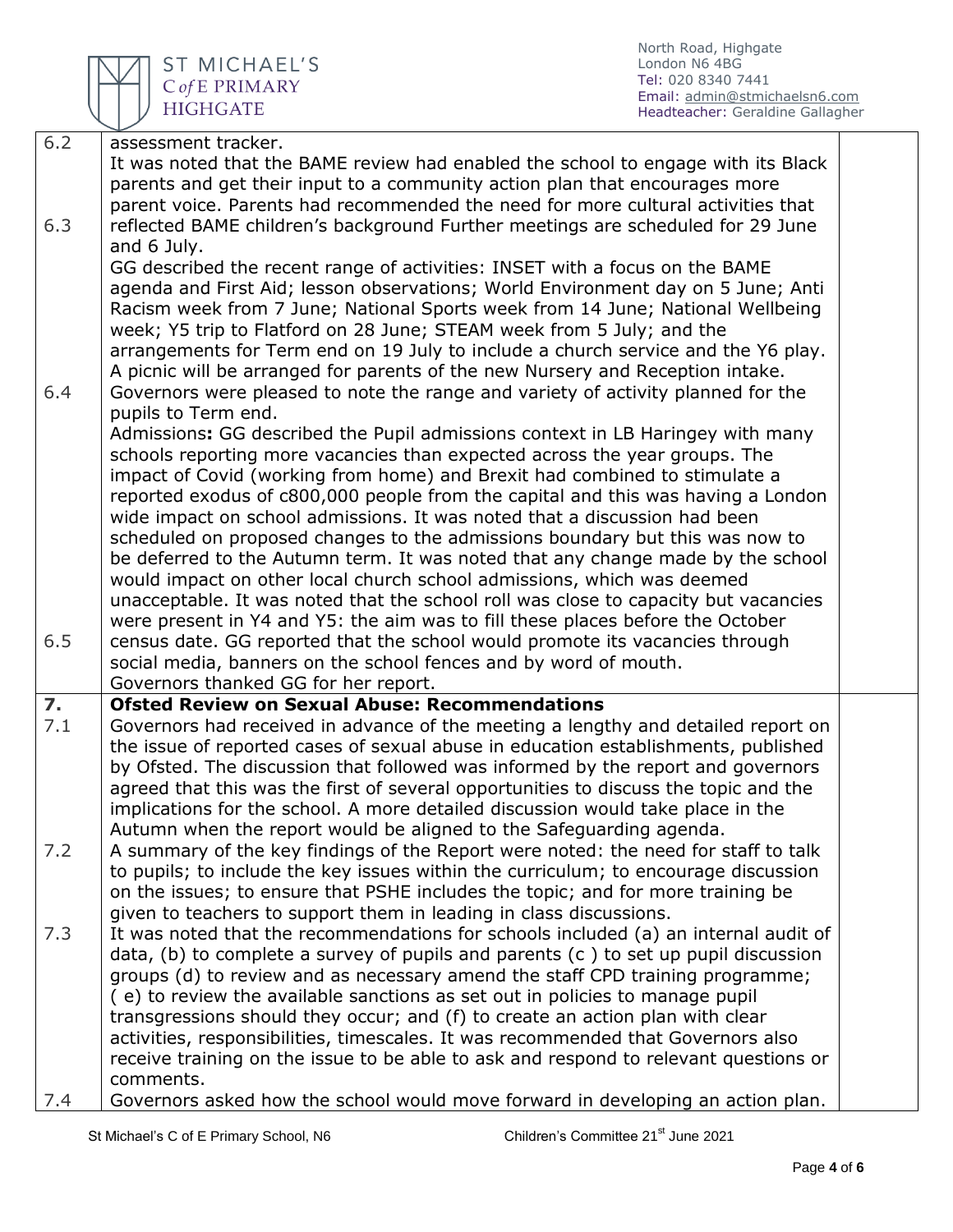| | | |
|---|---|---|
| 6.2 | assessment tracker. | |
| 6.3 | It was noted that the BAME review had enabled the school to engage with its Black parents and get their input to a community action plan that encourages more parent voice. Parents had recommended the need for more cultural activities that reflected BAME children's background Further meetings are scheduled for 29 June and 6 July. | |
| 6.4 | GG described the recent range of activities: INSET with a focus on the BAME agenda and First Aid; lesson observations; World Environment day on 5 June; Anti Racism week from 7 June; National Sports week from 14 June; National Wellbeing week; Y5 trip to Flatford on 28 June; STEAM week from 5 July; and the arrangements for Term end on 19 July to include a church service and the Y6 play. A picnic will be arranged for parents of the new Nursery and Reception intake. Governors were pleased to note the range and variety of activity planned for the pupils to Term end. | |
| 6.5 | **Admissions:** GG described the Pupil admissions context in LB Haringey with many schools reporting more vacancies than expected across the year groups. The impact of Covid (working from home) and Brexit had combined to stimulate a reported exodus of c800,000 people from the capital and this was having a London wide impact on school admissions. It was noted that a discussion had been scheduled on proposed changes to the admissions boundary but this was now to be deferred to the Autumn term. It was noted that any change made by the school would impact on other local church school admissions, which was deemed unacceptable. It was noted that the school roll was close to capacity but vacancies were present in Y4 and Y5: the aim was to fill these places before the October census date. GG reported that the school would promote its vacancies through social media, banners on the school fences and by word of mouth. Governors thanked GG for her report. | |
| **7.** | **Ofsted Review on Sexual Abuse: Recommendations** | |
| 7.1 | Governors had received in advance of the meeting a lengthy and detailed report on the issue of reported cases of sexual abuse in education establishments, published by Ofsted. The discussion that followed was informed by the report and governors agreed that this was the first of several opportunities to discuss the topic and the implications for the school. A more detailed discussion would take place in the Autumn when the report would be aligned to the Safeguarding agenda. | |
| 7.2 | A summary of the key findings of the Report were noted: the need for staff to talk to pupils; to include the key issues within the curriculum; to encourage discussion on the issues; to ensure that PSHE includes the topic; and for more training be given to teachers to support them in leading in class discussions. | |
| 7.3 | It was noted that the recommendations for schools included (a) an internal audit of data, (b) to complete a survey of pupils and parents (c ) to set up pupil discussion groups (d) to review and as necessary amend the staff CPD training programme; ( e) to review the available sanctions as set out in policies to manage pupil transgressions should they occur; and (f) to create an action plan with clear activities, responsibilities, timescales. It was recommended that Governors also receive training on the issue to be able to ask and respond to relevant questions or comments. | |
| 7.4 | Governors asked how the school would move forward in developing an action plan. | |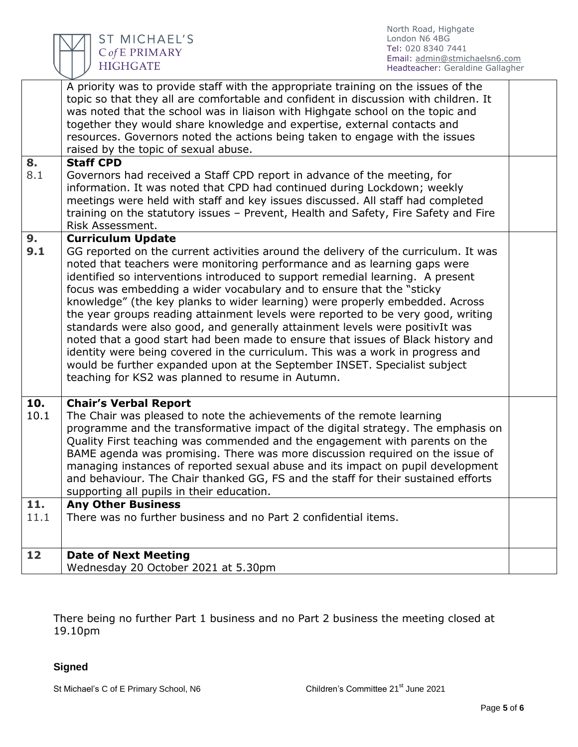| | | |
|---|---|---|
| | A priority was to provide staff with the appropriate training on the issues of the topic so that they all are comfortable and confident in discussion with children. It was noted that the school was in liaison with Highgate school on the topic and together they would share knowledge and expertise, external contacts and resources. Governors noted the actions being taken to engage with the issues raised by the topic of sexual abuse. | |
| **8.**<br>8.1 | **Staff CPD**<br>Governors had received a Staff CPD report in advance of the meeting, for information. It was noted that CPD had continued during Lockdown; weekly meetings were held with staff and key issues discussed. All staff had completed training on the statutory issues – Prevent, Health and Safety, Fire Safety and Fire Risk Assessment. | |
| **9.**<br>**9.1** | **Curriculum Update**<br>GG reported on the current activities around the delivery of the curriculum. It was noted that teachers were monitoring performance and as learning gaps were identified so interventions introduced to support remedial learning. A present focus was embedding a wider vocabulary and to ensure that the "sticky knowledge" (the key planks to wider learning) were properly embedded. Across the year groups reading attainment levels were reported to be very good, writing standards were also good, and generally attainment levels were positivIt was noted that a good start had been made to ensure that issues of Black history and identity were being covered in the curriculum. This was a work in progress and would be further expanded upon at the September INSET. Specialist subject teaching for KS2 was planned to resume in Autumn. | |
| **10.**<br>10.1 | **Chair's Verbal Report**<br>The Chair was pleased to note the achievements of the remote learning programme and the transformative impact of the digital strategy. The emphasis on Quality First teaching was commended and the engagement with parents on the BAME agenda was promising. There was more discussion required on the issue of managing instances of reported sexual abuse and its impact on pupil development and behaviour. The Chair thanked GG, FS and the staff for their sustained efforts supporting all pupils in their education. | |
| **11.**<br>11.1 | **Any Other Business**<br>There was no further business and no Part 2 confidential items. | |
| **12** | **Date of Next Meeting**<br>Wednesday 20 October 2021 at 5.30pm | |

There being no further Part 1 business and no Part 2 business the meeting closed at 19.10pm

**Signed**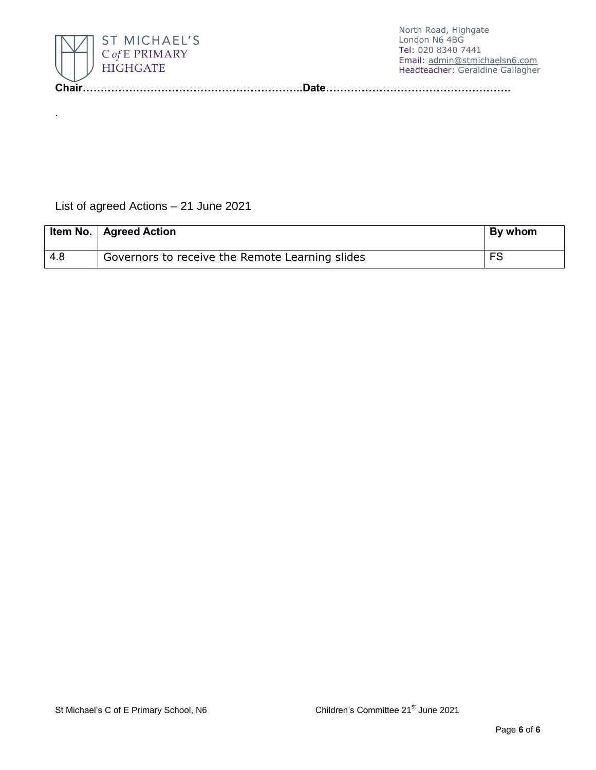**Chair……………………………………………………..Date…………………………………………….**

.

List of agreed Actions – 21 June 2021

| Item No. | Agreed Action | By whom |
|---|---|---|
| 4.8 | Governors to receive the Remote Learning slides | FS |